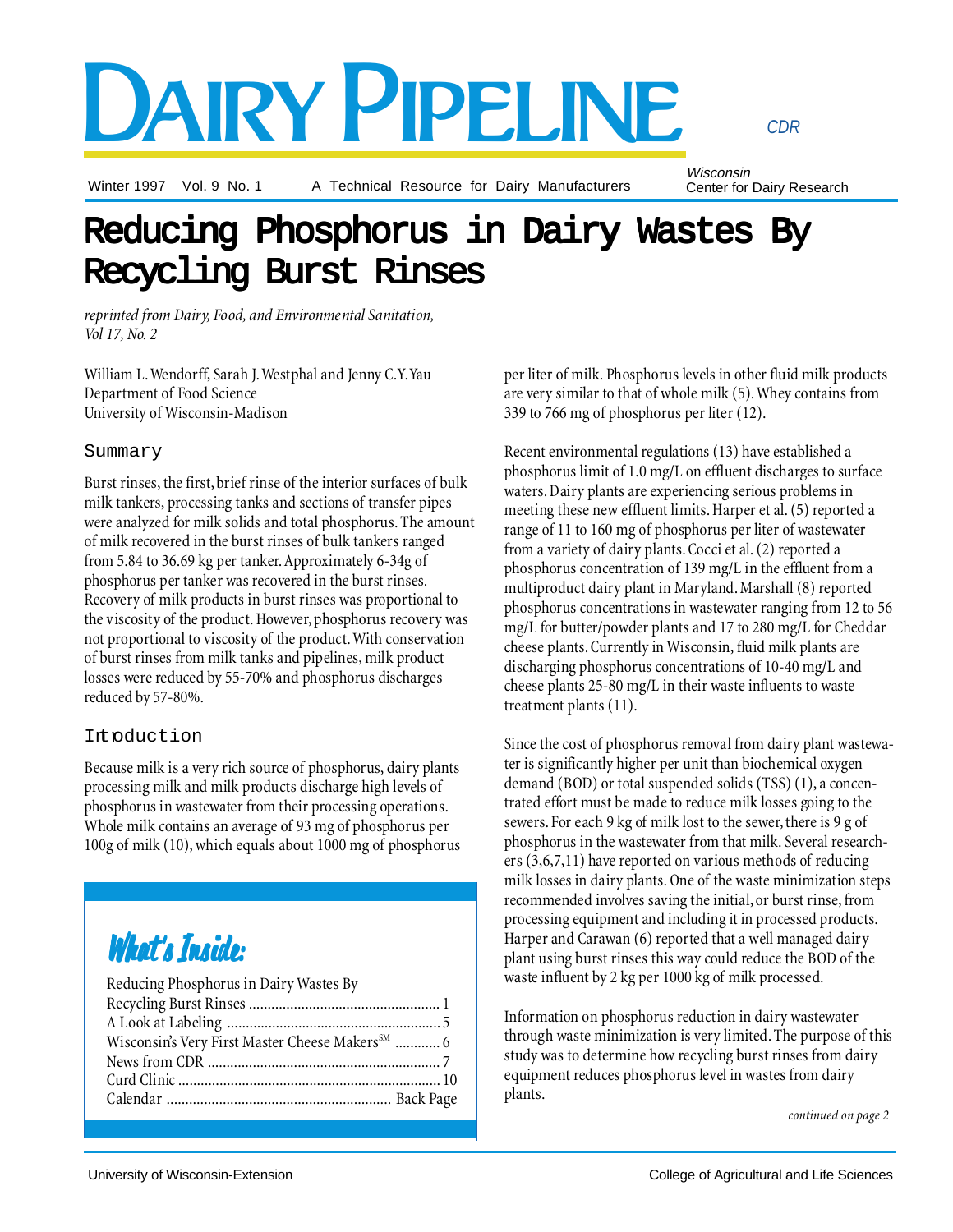# DAIRY PIPELINE

Winter 1997 Vol. 9 No. 1 A Technical Resource for Dairy Manufacturers

*Wisconsin* Center for Dairy Research

# Reducing Phosphorus in Dairy Wastes By Recycling Burst Rinses

*reprinted from Dairy, Food, and Environmental Sanitation, Vol 17, No. 2*

William L. Wendorff, Sarah J. Westphal and Jenny C.Y. Yau
Department of Food Science
University of Wisconsin-Madison

## Summary

Burst rinses, the first, brief rinse of the interior surfaces of bulk milk tankers, processing tanks and sections of transfer pipes were analyzed for milk solids and total phosphorus. The amount of milk recovered in the burst rinses of bulk tankers ranged from 5.84 to 36.69 kg per tanker. Approximately 6-34g of phosphorus per tanker was recovered in the burst rinses. Recovery of milk products in burst rinses was proportional to the viscosity of the product. However, phosphorus recovery was not proportional to viscosity of the product. With conservation of burst rinses from milk tanks and pipelines, milk product losses were reduced by 55-70% and phosphorus discharges reduced by 57-80%.

## Introduction

Because milk is a very rich source of phosphorus, dairy plants processing milk and milk products discharge high levels of phosphorus in wastewater from their processing operations. Whole milk contains an average of 93 mg of phosphorus per 100g of milk (10), which equals about 1000 mg of phosphorus per liter of milk. Phosphorus levels in other fluid milk products are very similar to that of whole milk (5). Whey contains from 339 to 766 mg of phosphorus per liter (12).

Recent environmental regulations (13) have established a phosphorus limit of 1.0 mg/L on effluent discharges to surface waters. Dairy plants are experiencing serious problems in meeting these new effluent limits. Harper et al. (5) reported a range of 11 to 160 mg of phosphorus per liter of wastewater from a variety of dairy plants. Cocci et al. (2) reported a phosphorus concentration of 139 mg/L in the effluent from a multiproduct dairy plant in Maryland. Marshall (8) reported phosphorus concentrations in wastewater ranging from 12 to 56 mg/L for butter/powder plants and 17 to 280 mg/L for Cheddar cheese plants. Currently in Wisconsin, fluid milk plants are discharging phosphorus concentrations of 10-40 mg/L and cheese plants 25-80 mg/L in their waste influents to waste treatment plants (11).

Since the cost of phosphorus removal from dairy plant wastewater is significantly higher per unit than biochemical oxygen demand (BOD) or total suspended solids (TSS) (1), a concentrated effort must be made to reduce milk losses going to the sewers. For each 9 kg of milk lost to the sewer, there is 9 g of phosphorus in the wastewater from that milk. Several researchers (3,6,7,11) have reported on various methods of reducing milk losses in dairy plants. One of the waste minimization steps recommended involves saving the initial, or burst rinse, from processing equipment and including it in processed products. Harper and Carawan (6) reported that a well managed dairy plant using burst rinses this way could reduce the BOD of the waste influent by 2 kg per 1000 kg of milk processed.

Information on phosphorus reduction in dairy wastewater through waste minimization is very limited. The purpose of this study was to determine how recycling burst rinses from dairy equipment reduces phosphorus level in wastes from dairy plants.

*continued on page 2*

## What's Inside:

- Reducing Phosphorus in Dairy Wastes By Recycling Burst Rinses .......... 1
- A Look at Labeling .......... 5
- Wisconsin's Very First Master Cheese Makers℠ .......... 6
- News from CDR .......... 7
- Curd Clinic .......... 10
- Calendar .......... Back Page

University of Wisconsin-Extension College of Agricultural and Life Sciences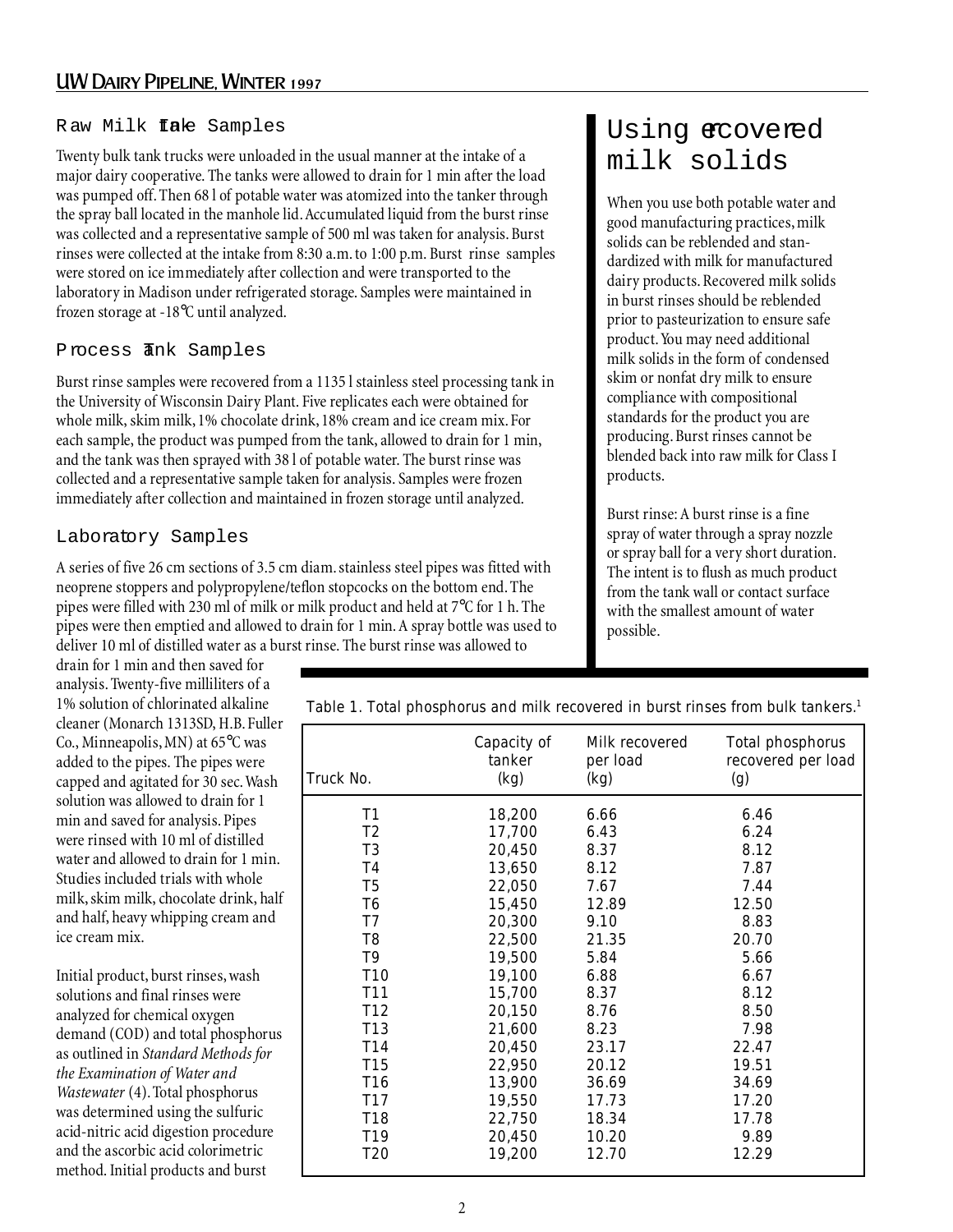### Raw Milk Intake Samples

Twenty bulk tank trucks were unloaded in the usual manner at the intake of a major dairy cooperative. The tanks were allowed to drain for 1 min after the load was pumped off. Then 68 l of potable water was atomized into the tanker through the spray ball located in the manhole lid. Accumulated liquid from the burst rinse was collected and a representative sample of 500 ml was taken for analysis. Burst rinses were collected at the intake from 8:30 a.m. to 1:00 p.m. Burst rinse samples were stored on ice immediately after collection and were transported to the laboratory in Madison under refrigerated storage. Samples were maintained in frozen storage at -18°C until analyzed.

### Process Tank Samples

Burst rinse samples were recovered from a 1135 l stainless steel processing tank in the University of Wisconsin Dairy Plant. Five replicates each were obtained for whole milk, skim milk, 1% chocolate drink, 18% cream and ice cream mix. For each sample, the product was pumped from the tank, allowed to drain for 1 min, and the tank was then sprayed with 38 l of potable water. The burst rinse was collected and a representative sample taken for analysis. Samples were frozen immediately after collection and maintained in frozen storage until analyzed.

### Laboratory Samples

A series of five 26 cm sections of 3.5 cm diam. stainless steel pipes was fitted with neoprene stoppers and polypropylene/teflon stopcocks on the bottom end. The pipes were filled with 230 ml of milk or milk product and held at 7°C for 1 h. The pipes were then emptied and allowed to drain for 1 min. A spray bottle was used to deliver 10 ml of distilled water as a burst rinse. The burst rinse was allowed to drain for 1 min and then saved for analysis. Twenty-five milliliters of a 1% solution of chlorinated alkaline cleaner (Monarch 1313SD, H.B. Fuller Co., Minneapolis, MN) at 65°C was added to the pipes. The pipes were capped and agitated for 30 sec. Wash solution was allowed to drain for 1 min and saved for analysis. Pipes were rinsed with 10 ml of distilled water and allowed to drain for 1 min. Studies included trials with whole milk, skim milk, chocolate drink, half and half, heavy whipping cream and ice cream mix.

Initial product, burst rinses, wash solutions and final rinses were analyzed for chemical oxygen demand (COD) and total phosphorus as outlined in *Standard Methods for the Examination of Water and Wastewater* (4). Total phosphorus was determined using the sulfuric acid-nitric acid digestion procedure and the ascorbic acid colorimetric method. Initial products and burst

## Using recovered milk solids

When you use both potable water and good manufacturing practices, milk solids can be reblended and standardized with milk for manufactured dairy products. Recovered milk solids in burst rinses should be reblended prior to pasteurization to ensure safe product. You may need additional milk solids in the form of condensed skim or nonfat dry milk to ensure compliance with compositional standards for the product you are producing. Burst rinses cannot be blended back into raw milk for Class I products.

Burst rinse: A burst rinse is a fine spray of water through a spray nozzle or spray ball for a very short duration. The intent is to flush as much product from the tank wall or contact surface with the smallest amount of water possible.

Table 1. Total phosphorus and milk recovered in burst rinses from bulk tankers.[1]

| Truck No. | Capacity of tanker (kg) | Milk recovered per load (kg) | Total phosphorus recovered per load (g) |
|---|---|---|---|
| T1 | 18,200 | 6.66 | 6.46 |
| T2 | 17,700 | 6.43 | 6.24 |
| T3 | 20,450 | 8.37 | 8.12 |
| T4 | 13,650 | 8.12 | 7.87 |
| T5 | 22,050 | 7.67 | 7.44 |
| T6 | 15,450 | 12.89 | 12.50 |
| T7 | 20,300 | 9.10 | 8.83 |
| T8 | 22,500 | 21.35 | 20.70 |
| T9 | 19,500 | 5.84 | 5.66 |
| T10 | 19,100 | 6.88 | 6.67 |
| T11 | 15,700 | 8.37 | 8.12 |
| T12 | 20,150 | 8.76 | 8.50 |
| T13 | 21,600 | 8.23 | 7.98 |
| T14 | 20,450 | 23.17 | 22.47 |
| T15 | 22,950 | 20.12 | 19.51 |
| T16 | 13,900 | 36.69 | 34.69 |
| T17 | 19,550 | 17.73 | 17.20 |
| T18 | 22,750 | 18.34 | 17.78 |
| T19 | 20,450 | 10.20 | 9.89 |
| T20 | 19,200 | 12.70 | 12.29 |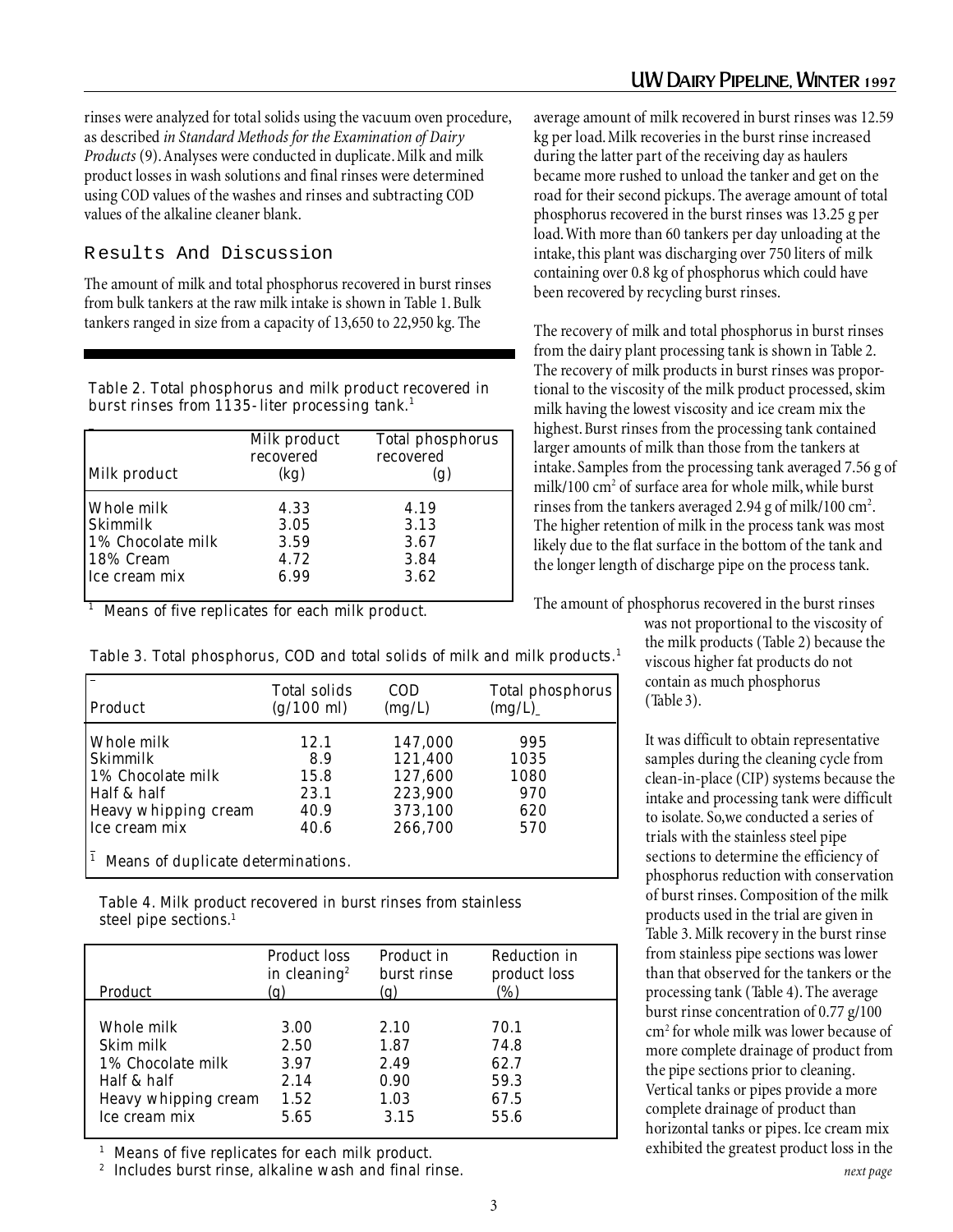rinses were analyzed for total solids using the vacuum oven procedure, as described *in Standard Methods for the Examination of Dairy Products* (9). Analyses were conducted in duplicate. Milk and milk product losses in wash solutions and final rinses were determined using COD values of the washes and rinses and subtracting COD values of the alkaline cleaner blank.

## Results And Discussion

The amount of milk and total phosphorus recovered in burst rinses from bulk tankers at the raw milk intake is shown in Table 1. Bulk tankers ranged in size from a capacity of 13,650 to 22,950 kg. The average amount of milk recovered in burst rinses was 12.59 kg per load. Milk recoveries in the burst rinse increased during the latter part of the receiving day as haulers became more rushed to unload the tanker and get on the road for their second pickups. The average amount of total phosphorus recovered in the burst rinses was 13.25 g per load. With more than 60 tankers per day unloading at the intake, this plant was discharging over 750 liters of milk containing over 0.8 kg of phosphorus which could have been recovered by recycling burst rinses.

The recovery of milk and total phosphorus in burst rinses from the dairy plant processing tank is shown in Table 2. The recovery of milk products in burst rinses was proportional to the viscosity of the milk product processed, skim milk having the lowest viscosity and ice cream mix the highest. Burst rinses from the processing tank contained larger amounts of milk than those from the tankers at intake. Samples from the processing tank averaged 7.56 g of milk/100 $cm^2$ of surface area for whole milk, while burst rinses from the tankers averaged 2.94 g of milk/100 $cm^2$. The higher retention of milk in the process tank was most likely due to the flat surface in the bottom of the tank and the longer length of discharge pipe on the process tank.

The amount of phosphorus recovered in the burst rinses was not proportional to the viscosity of the milk products (Table 2) because the viscous higher fat products do not contain as much phosphorus (Table 3).

Table 2. Total phosphorus and milk product recovered in burst rinses from 1135-liter processing tank.[1]

| Milk product | Milk product recovered (kg) | Total phosphorus recovered (g) |
|---|---|---|
| Whole milk | 4.33 | 4.19 |
| Skimmilk | 3.05 | 3.13 |
| 1% Chocolate milk | 3.59 | 3.67 |
| 18% Cream | 4.72 | 3.84 |
| Ice cream mix | 6.99 | 3.62 |

[1] Means of five replicates for each milk product.

Table 3. Total phosphorus, COD and total solids of milk and milk products.[1]

| Product | Total solids (g/100 ml) | COD (mg/L) | Total phosphorus (mg/L) |
|---|---|---|---|
| Whole milk | 12.1 | 147,000 | 995 |
| Skimmilk | 8.9 | 121,400 | 1035 |
| 1% Chocolate milk | 15.8 | 127,600 | 1080 |
| Half & half | 23.1 | 223,900 | 970 |
| Heavy whipping cream | 40.9 | 373,100 | 620 |
| Ice cream mix | 40.6 | 266,700 | 570 |

[1] Means of duplicate determinations.

It was difficult to obtain representative samples during the cleaning cycle from clean-in-place (CIP) systems because the intake and processing tank were difficult to isolate. So,we conducted a series of trials with the stainless steel pipe sections to determine the efficiency of phosphorus reduction with conservation of burst rinses. Composition of the milk products used in the trial are given in Table 3. Milk recovery in the burst rinse from stainless pipe sections was lower than that observed for the tankers or the processing tank (Table 4). The average burst rinse concentration of 0.77 g/100 $cm^2$ for whole milk was lower because of more complete drainage of product from the pipe sections prior to cleaning. Vertical tanks or pipes provide a more complete drainage of product than horizontal tanks or pipes. Ice cream mix exhibited the greatest product loss in the

Table 4. Milk product recovered in burst rinses from stainless steel pipe sections.[1]

| Product | Product loss in cleaning[2] (g) | Product in burst rinse (g) | Reduction in product loss (%) |
|---|---|---|---|
| Whole milk | 3.00 | 2.10 | 70.1 |
| Skim milk | 2.50 | 1.87 | 74.8 |
| 1% Chocolate milk | 3.97 | 2.49 | 62.7 |
| Half & half | 2.14 | 0.90 | 59.3 |
| Heavy whipping cream | 1.52 | 1.03 | 67.5 |
| Ice cream mix | 5.65 | 3.15 | 55.6 |

[1] Means of five replicates for each milk product.
[2] Includes burst rinse, alkaline wash and final rinse.

*next page*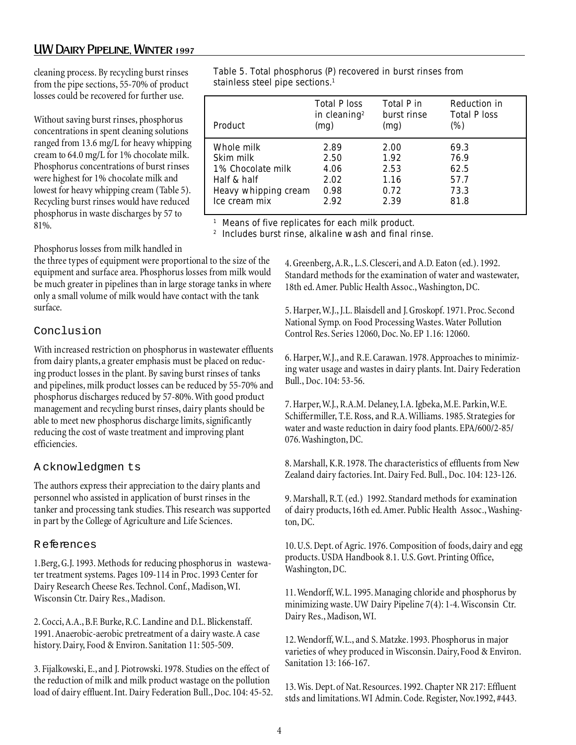cleaning process. By recycling burst rinses from the pipe sections, 55-70% of product losses could be recovered for further use.

Without saving burst rinses, phosphorus concentrations in spent cleaning solutions ranged from 13.6 mg/L for heavy whipping cream to 64.0 mg/L for 1% chocolate milk. Phosphorus concentrations of burst rinses were highest for 1% chocolate milk and lowest for heavy whipping cream (Table 5). Recycling burst rinses would have reduced phosphorus in waste discharges by 57 to 81%.

Table 5. Total phosphorus (P) recovered in burst rinses from stainless steel pipe sections.[1]

| Product | Total P loss in cleaning[2] (mg) | Total P in burst rinse (mg) | Reduction in Total P loss (%) |
|---|---|---|---|
| Whole milk | 2.89 | 2.00 | 69.3 |
| Skim milk | 2.50 | 1.92 | 76.9 |
| 1% Chocolate milk | 4.06 | 2.53 | 62.5 |
| Half & half | 2.02 | 1.16 | 57.7 |
| Heavy whipping cream | 0.98 | 0.72 | 73.3 |
| Ice cream mix | 2.92 | 2.39 | 81.8 |

[1] Means of five replicates for each milk product.
[2] Includes burst rinse, alkaline wash and final rinse.

Phosphorus losses from milk handled in the three types of equipment were proportional to the size of the equipment and surface area. Phosphorus losses from milk would be much greater in pipelines than in large storage tanks in where only a small volume of milk would have contact with the tank surface.

## Conclusion

With increased restriction on phosphorus in wastewater effluents from dairy plants, a greater emphasis must be placed on reducing product losses in the plant. By saving burst rinses of tanks and pipelines, milk product losses can be reduced by 55-70% and phosphorus discharges reduced by 57-80%. With good product management and recycling burst rinses, dairy plants should be able to meet new phosphorus discharge limits, significantly reducing the cost of waste treatment and improving plant efficiencies.

## Acknowledgments

The authors express their appreciation to the dairy plants and personnel who assisted in application of burst rinses in the tanker and processing tank studies. This research was supported in part by the College of Agriculture and Life Sciences.

## References

1. Berg, G.J. 1993. Methods for reducing phosphorus in wastewater treatment systems. Pages 109-114 in Proc. 1993 Center for Dairy Research Cheese Res. Technol. Conf., Madison, WI. Wisconsin Ctr. Dairy Res., Madison.

2. Cocci, A.A., B.F. Burke, R.C. Landine and D.L. Blickenstaff. 1991. Anaerobic-aerobic pretreatment of a dairy waste. A case history. Dairy, Food & Environ. Sanitation 11: 505-509.

3. Fijalkowski, E., and J. Piotrowski. 1978. Studies on the effect of the reduction of milk and milk product wastage on the pollution load of dairy effluent. Int. Dairy Federation Bull., Doc. 104: 45-52.

4. Greenberg, A.R., L.S. Clesceri, and A.D. Eaton (ed.). 1992. Standard methods for the examination of water and wastewater, 18th ed. Amer. Public Health Assoc., Washington, DC.

5. Harper, W.J., J.L. Blaisdell and J. Groskopf. 1971. Proc. Second National Symp. on Food Processing Wastes. Water Pollution Control Res. Series 12060, Doc. No. EP 1.16: 12060.

6. Harper, W.J., and R.E. Carawan. 1978. Approaches to minimizing water usage and wastes in dairy plants. Int. Dairy Federation Bull., Doc. 104: 53-56.

7. Harper, W.J., R.A.M. Delaney, I.A. Igbeka, M.E. Parkin, W.E. Schiffermiller, T.E. Ross, and R.A. Williams. 1985. Strategies for water and waste reduction in dairy food plants. EPA/600/2-85/076. Washington, DC.

8. Marshall, K.R. 1978. The characteristics of effluents from New Zealand dairy factories. Int. Dairy Fed. Bull., Doc. 104: 123-126.

9. Marshall, R.T. (ed.) 1992. Standard methods for examination of dairy products, 16th ed. Amer. Public Health Assoc., Washington, DC.

10. U.S. Dept. of Agric. 1976. Composition of foods, dairy and egg products. USDA Handbook 8.1. U.S. Govt. Printing Office, Washington, DC.

11. Wendorff, W.L. 1995. Managing chloride and phosphorus by minimizing waste. UW Dairy Pipeline 7(4): 1-4. Wisconsin Ctr. Dairy Res., Madison, WI.

12. Wendorff, W.L., and S. Matzke. 1993. Phosphorus in major varieties of whey produced in Wisconsin. Dairy, Food & Environ. Sanitation 13: 166-167.

13. Wis. Dept. of Nat. Resources. 1992. Chapter NR 217: Effluent stds and limitations. WI Admin. Code. Register, Nov.1992, #443.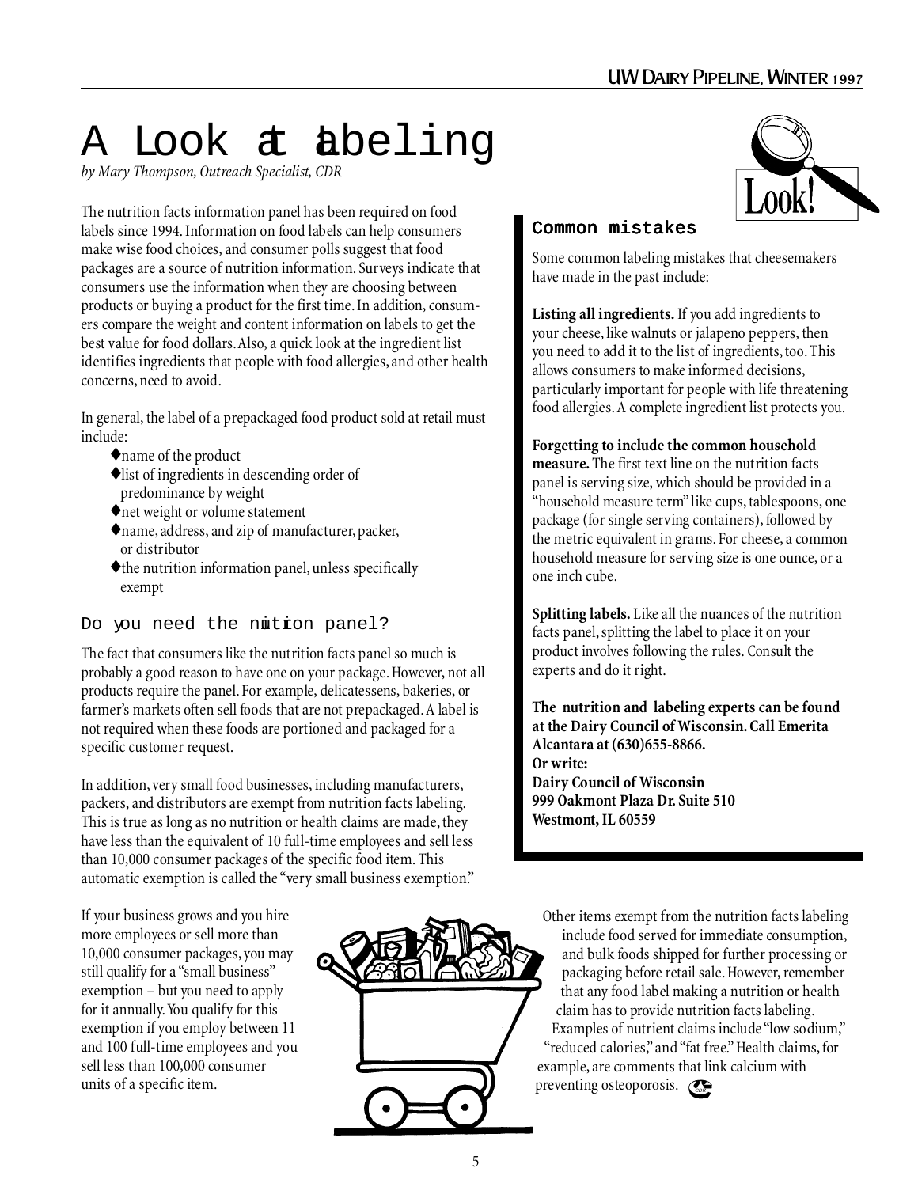# A Look at Labeling

*by Mary Thompson, Outreach Specialist, CDR*

The nutrition facts information panel has been required on food labels since 1994. Information on food labels can help consumers make wise food choices, and consumer polls suggest that food packages are a source of nutrition information. Surveys indicate that consumers use the information when they are choosing between products or buying a product for the first time. In addition, consumers compare the weight and content information on labels to get the best value for food dollars. Also, a quick look at the ingredient list identifies ingredients that people with food allergies, and other health concerns, need to avoid.

In general, the label of a prepackaged food product sold at retail must include:

- name of the product
- list of ingredients in descending order of predominance by weight
- net weight or volume statement
- name, address, and zip of manufacturer, packer, or distributor
- the nutrition information panel, unless specifically exempt

## Do you need the nutrition panel?

The fact that consumers like the nutrition facts panel so much is probably a good reason to have one on your package. However, not all products require the panel. For example, delicatessens, bakeries, or farmer's markets often sell foods that are not prepackaged. A label is not required when these foods are portioned and packaged for a specific customer request.

In addition, very small food businesses, including manufacturers, packers, and distributors are exempt from nutrition facts labeling. This is true as long as no nutrition or health claims are made, they have less than the equivalent of 10 full-time employees and sell less than 10,000 consumer packages of the specific food item. This automatic exemption is called the "very small business exemption."

If your business grows and you hire more employees or sell more than 10,000 consumer packages, you may still qualify for a "small business" exemption – but you need to apply for it annually. You qualify for this exemption if you employ between 11 and 100 full-time employees and you sell less than 100,000 consumer units of a specific item.

Other items exempt from the nutrition facts labeling include food served for immediate consumption, and bulk foods shipped for further processing or packaging before retail sale. However, remember that any food label making a nutrition or health claim has to provide nutrition facts labeling. Examples of nutrient claims include "low sodium," "reduced calories," and "fat free." Health claims, for example, are comments that link calcium with preventing osteoporosis.

## Common mistakes

Some common labeling mistakes that cheesemakers have made in the past include:

**Listing all ingredients.** If you add ingredients to your cheese, like walnuts or jalapeno peppers, then you need to add it to the list of ingredients, too. This allows consumers to make informed decisions, particularly important for people with life threatening food allergies. A complete ingredient list protects you.

**Forgetting to include the common household measure.** The first text line on the nutrition facts panel is serving size, which should be provided in a "household measure term" like cups, tablespoons, one package (for single serving containers), followed by the metric equivalent in grams. For cheese, a common household measure for serving size is one ounce, or a one inch cube.

**Splitting labels.** Like all the nuances of the nutrition facts panel, splitting the label to place it on your product involves following the rules. Consult the experts and do it right.

**The nutrition and labeling experts can be found at the Dairy Council of Wisconsin. Call Emerita Alcantara at (630)655-8866.**
**Or write:**
**Dairy Council of Wisconsin**
**999 Oakmont Plaza Dr. Suite 510**
**Westmont, IL 60559**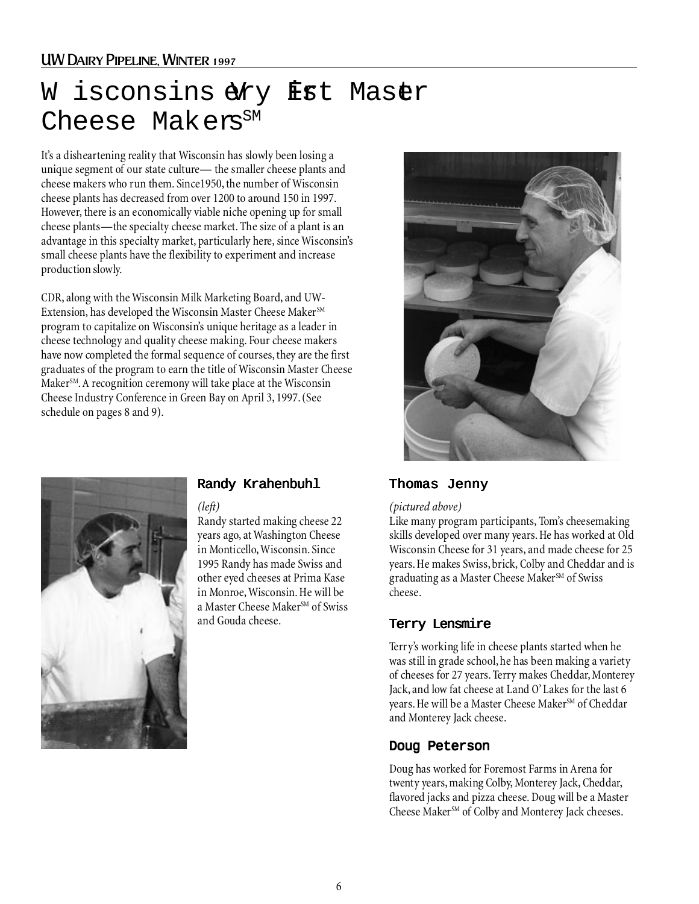# Wisconsin's Very First Master Cheese Makers[SM]

It's a disheartening reality that Wisconsin has slowly been losing a unique segment of our state culture— the smaller cheese plants and cheese makers who run them. Since1950, the number of Wisconsin cheese plants has decreased from over 1200 to around 150 in 1997. However, there is an economically viable niche opening up for small cheese plants—the specialty cheese market. The size of a plant is an advantage in this specialty market, particularly here, since Wisconsin's small cheese plants have the flexibility to experiment and increase production slowly.

CDR, along with the Wisconsin Milk Marketing Board, and UW-Extension, has developed the Wisconsin Master Cheese Maker[SM] program to capitalize on Wisconsin's unique heritage as a leader in cheese technology and quality cheese making. Four cheese makers have now completed the formal sequence of courses, they are the first graduates of the program to earn the title of Wisconsin Master Cheese Maker[SM]. A recognition ceremony will take place at the Wisconsin Cheese Industry Conference in Green Bay on April 3, 1997. (See schedule on pages 8 and 9).

### Randy Krahenbuhl

*(left)*

Randy started making cheese 22 years ago, at Washington Cheese in Monticello, Wisconsin. Since 1995 Randy has made Swiss and other eyed cheeses at Prima Kase in Monroe, Wisconsin. He will be a Master Cheese Maker[SM] of Swiss and Gouda cheese.

### Thomas Jenny

*(pictured above)*

Like many program participants, Tom's cheesemaking skills developed over many years. He has worked at Old Wisconsin Cheese for 31 years, and made cheese for 25 years. He makes Swiss, brick, Colby and Cheddar and is graduating as a Master Cheese Maker[SM] of Swiss cheese.

### Terry Lensmire

Terry's working life in cheese plants started when he was still in grade school, he has been making a variety of cheeses for 27 years. Terry makes Cheddar, Monterey Jack, and low fat cheese at Land O' Lakes for the last 6 years. He will be a Master Cheese Maker[SM] of Cheddar and Monterey Jack cheese.

### Doug Peterson

Doug has worked for Foremost Farms in Arena for twenty years, making Colby, Monterey Jack, Cheddar, flavored jacks and pizza cheese. Doug will be a Master Cheese Maker[SM] of Colby and Monterey Jack cheeses.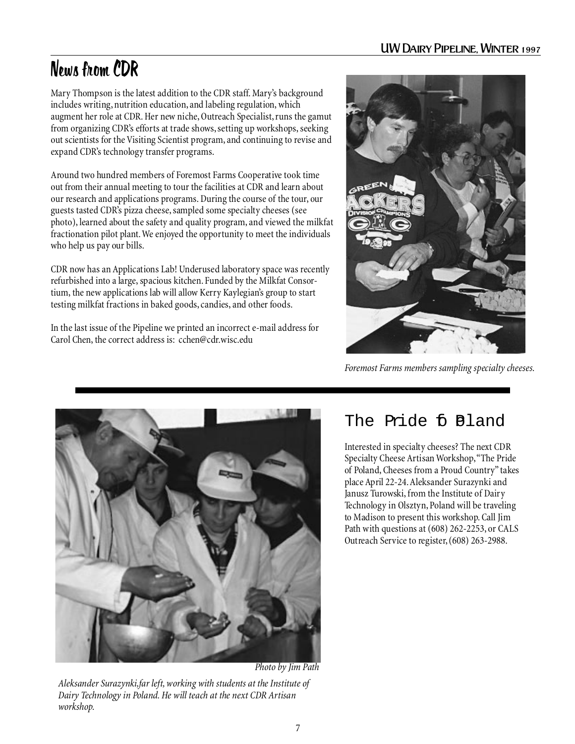# News from CDR

Mary Thompson is the latest addition to the CDR staff. Mary's background includes writing, nutrition education, and labeling regulation, which augment her role at CDR. Her new niche, Outreach Specialist, runs the gamut from organizing CDR's efforts at trade shows, setting up workshops, seeking out scientists for the Visiting Scientist program, and continuing to revise and expand CDR's technology transfer programs.

Around two hundred members of Foremost Farms Cooperative took time out from their annual meeting to tour the facilities at CDR and learn about our research and applications programs. During the course of the tour, our guests tasted CDR's pizza cheese, sampled some specialty cheeses (see photo), learned about the safety and quality program, and viewed the milkfat fractionation pilot plant. We enjoyed the opportunity to meet the individuals who help us pay our bills.

CDR now has an Applications Lab! Underused laboratory space was recently refurbished into a large, spacious kitchen. Funded by the Milkfat Consortium, the new applications lab will allow Kerry Kaylegian's group to start testing milkfat fractions in baked goods, candies, and other foods.

In the last issue of the Pipeline we printed an incorrect e-mail address for Carol Chen, the correct address is: cchen@cdr.wisc.edu

*Foremost Farms members sampling specialty cheeses.*

## The Pride of Poland

Interested in specialty cheeses? The next CDR Specialty Cheese Artisan Workshop, "The Pride of Poland, Cheeses from a Proud Country" takes place April 22-24. Aleksander Surazynki and Janusz Turowski, from the Institute of Dairy Technology in Olsztyn, Poland will be traveling to Madison to present this workshop. Call Jim Path with questions at (608) 262-2253, or CALS Outreach Service to register, (608) 263-2988.

*Photo by Jim Path*

*Aleksander Surazynki, far left, working with students at the Institute of Dairy Technology in Poland. He will teach at the next CDR Artisan workshop.*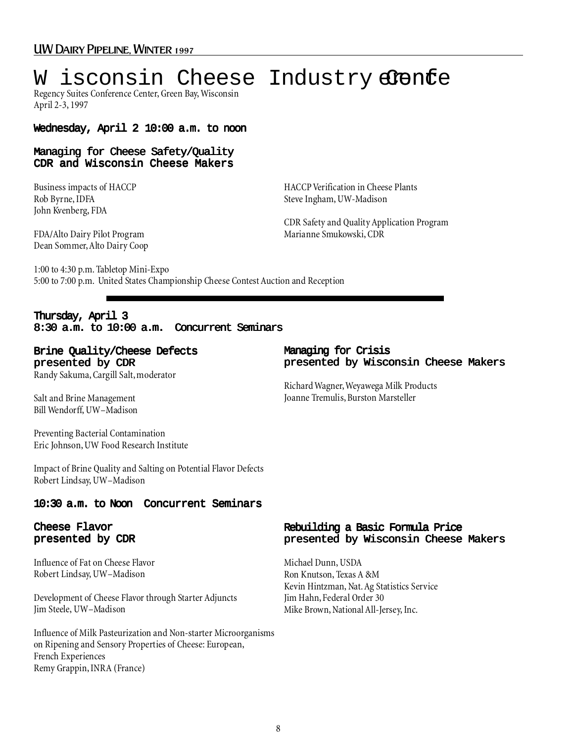# Wisconsin Cheese Industry Conference

Regency Suites Conference Center, Green Bay, Wisconsin
April 2-3, 1997

## Wednesday, April 2 10:00 a.m. to noon

### Managing for Cheese Safety/Quality
### CDR and Wisconsin Cheese Makers

Business impacts of HACCP
Rob Byrne, IDFA
John Kvenberg, FDA

FDA/Alto Dairy Pilot Program
Dean Sommer, Alto Dairy Coop

HACCP Verification in Cheese Plants
Steve Ingham, UW-Madison

CDR Safety and Quality Application Program
Marianne Smukowski, CDR

1:00 to 4:30 p.m. Tabletop Mini-Expo
5:00 to 7:00 p.m. United States Championship Cheese Contest Auction and Reception

## Thursday, April 3
## 8:30 a.m. to 10:00 a.m. Concurrent Seminars

### Brine Quality/Cheese Defects
### presented by CDR

Randy Sakuma, Cargill Salt, moderator

Salt and Brine Management
Bill Wendorff, UW–Madison

Preventing Bacterial Contamination
Eric Johnson, UW Food Research Institute

Impact of Brine Quality and Salting on Potential Flavor Defects
Robert Lindsay, UW–Madison

### Managing for Crisis
### presented by Wisconsin Cheese Makers

Richard Wagner, Weyawega Milk Products
Joanne Tremulis, Burston Marsteller

## 10:30 a.m. to Noon Concurrent Seminars

### Cheese Flavor
### presented by CDR

Influence of Fat on Cheese Flavor
Robert Lindsay, UW–Madison

Development of Cheese Flavor through Starter Adjuncts
Jim Steele, UW–Madison

Influence of Milk Pasteurization and Non-starter Microorganisms on Ripening and Sensory Properties of Cheese: European, French Experiences
Remy Grappin, INRA (France)

### Rebuilding a Basic Formula Price
### presented by Wisconsin Cheese Makers

Michael Dunn, USDA
Ron Knutson, Texas A &M
Kevin Hintzman, Nat. Ag Statistics Service
Jim Hahn, Federal Order 30
Mike Brown, National All-Jersey, Inc.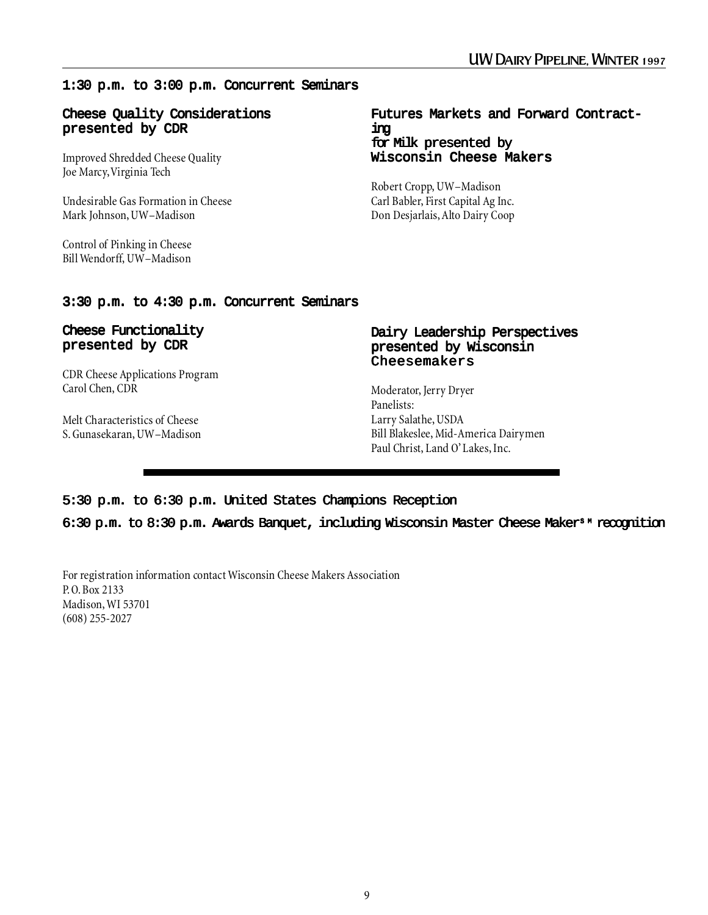## 1:30 p.m. to 3:00 p.m. Concurrent Seminars

### Cheese Quality Considerations presented by CDR

Improved Shredded Cheese Quality
Joe Marcy, Virginia Tech

Undesirable Gas Formation in Cheese
Mark Johnson, UW–Madison

Control of Pinking in Cheese
Bill Wendorff, UW–Madison

### Futures Markets and Forward Contracting for Milk presented by Wisconsin Cheese Makers

Robert Cropp, UW–Madison
Carl Babler, First Capital Ag Inc.
Don Desjarlais, Alto Dairy Coop

## 3:30 p.m. to 4:30 p.m. Concurrent Seminars

### Cheese Functionality presented by CDR

CDR Cheese Applications Program
Carol Chen, CDR

Melt Characteristics of Cheese
S. Gunasekaran, UW–Madison

### Dairy Leadership Perspectives presented by Wisconsin Cheesemakers

Moderator, Jerry Dryer
Panelists:
Larry Salathe, USDA
Bill Blakeslee, Mid-America Dairymen
Paul Christ, Land O' Lakes, Inc.

---

## 5:30 p.m. to 6:30 p.m. United States Champions Reception

## 6:30 p.m. to 8:30 p.m. Awards Banquet, including Wisconsin Master Cheese Maker[SM] recognition

For registration information contact Wisconsin Cheese Makers Association
P. O. Box 2133
Madison, WI 53701
(608) 255-2027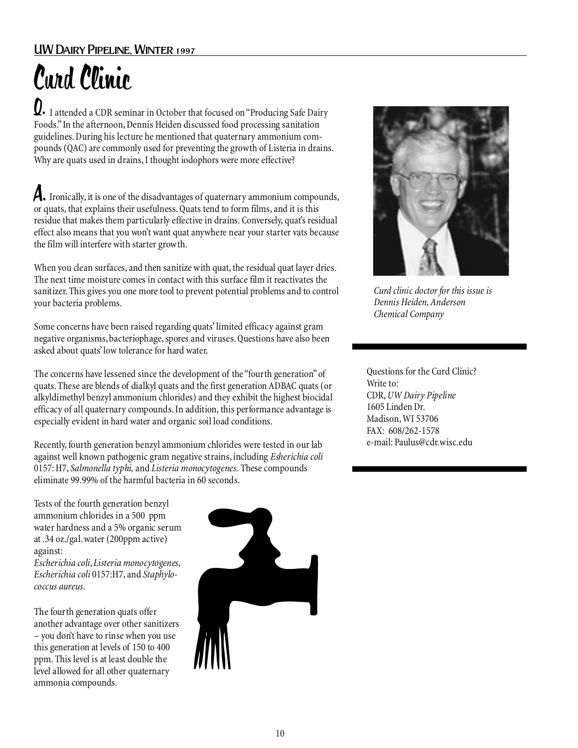# Curd Clinic

**Q.** I attended a CDR seminar in October that focused on "Producing Safe Dairy Foods." In the afternoon, Dennis Heiden discussed food processing sanitation guidelines. During his lecture he mentioned that quaternary ammonium compounds (QAC) are commonly used for preventing the growth of Listeria in drains. Why are quats used in drains, I thought iodophors were more effective?

**A.** Ironically, it is one of the disadvantages of quaternary ammonium compounds, or quats, that explains their usefulness. Quats tend to form films, and it is this residue that makes them particularly effective in drains. Conversely, quat's residual effect also means that you won't want quat anywhere near your starter vats because the film will interfere with starter growth.

When you clean surfaces, and then sanitize with quat, the residual quat layer dries. The next time moisture comes in contact with this surface film it reactivates the sanitizer. This gives you one more tool to prevent potential problems and to control your bacteria problems.

Some concerns have been raised regarding quats' limited efficacy against gram negative organisms, bacteriophage, spores and viruses. Questions have also been asked about quats' low tolerance for hard water.

The concerns have lessened since the development of the "fourth generation" of quats. These are blends of dialkyl quats and the first generation ADBAC quats (or alkyldimethyl benzyl ammonium chlorides) and they exhibit the highest biocidal efficacy of all quaternary compounds. In addition, this performance advantage is especially evident in hard water and organic soil load conditions.

Recently, fourth generation benzyl ammonium chlorides were tested in our lab against well known pathogenic gram negative strains, including *Esherichia coli* 0157: H7, *Salmonella typhi,* and *Listeria monocytogenes.* These compounds eliminate 99.99% of the harmful bacteria in 60 seconds.

Tests of the fourth generation benzyl ammonium chlorides in a 500 ppm water hardness and a 5% organic serum at .34 oz./gal. water (200ppm active) against:
*Escherichia coli*, *Listeria monocytogenes*, *Escherichia coli* 0157:H7, and *Staphylococcus aureus*.

The fourth generation quats offer another advantage over other sanitizers – you don't have to rinse when you use this generation at levels of 150 to 400 ppm. This level is at least double the level allowed for all other quaternary ammonia compounds.

*Curd clinic doctor for this issue is Dennis Heiden, Anderson Chemical Company*

Questions for the Curd Clinic?
Write to:
CDR, *UW Dairy Pipeline*
1605 Linden Dr.
Madison, WI 53706
FAX: 608/262-1578
e-mail: Paulus@cdr.wisc.edu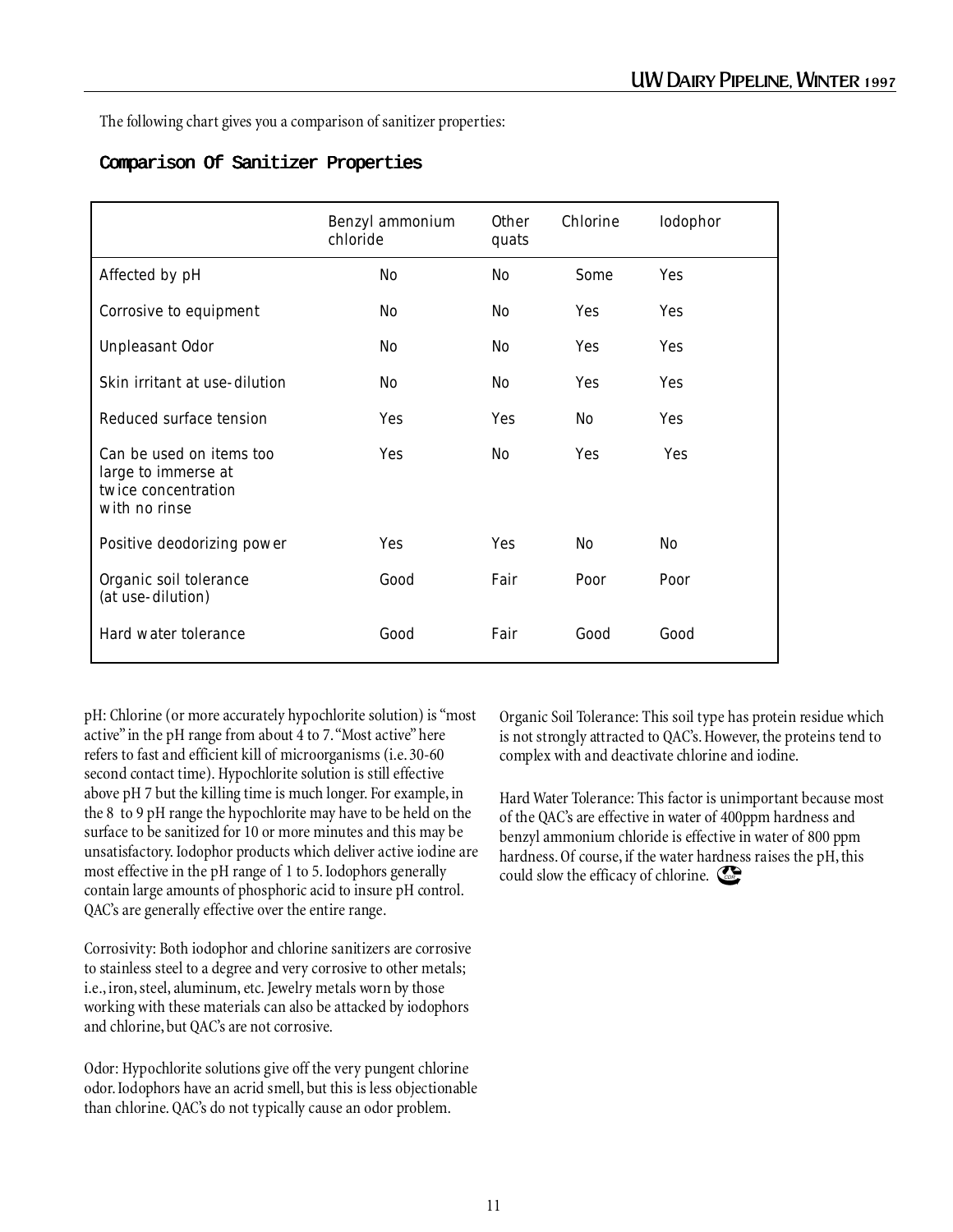The following chart gives you a comparison of sanitizer properties:

## Comparison Of Sanitizer Properties

| | Benzyl ammonium chloride | Other quats | Chlorine | Iodophor |
|---|---|---|---|---|
| Affected by pH | No | No | Some | Yes |
| Corrosive to equipment | No | No | Yes | Yes |
| Unpleasant Odor | No | No | Yes | Yes |
| Skin irritant at use-dilution | No | No | Yes | Yes |
| Reduced surface tension | Yes | Yes | No | Yes |
| Can be used on items too large to immerse at twice concentration with no rinse | Yes | No | Yes | Yes |
| Positive deodorizing power | Yes | Yes | No | No |
| Organic soil tolerance (at use-dilution) | Good | Fair | Poor | Poor |
| Hard water tolerance | Good | Fair | Good | Good |

pH: Chlorine (or more accurately hypochlorite solution) is "most active" in the pH range from about 4 to 7. "Most active" here refers to fast and efficient kill of microorganisms (i.e. 30-60 second contact time). Hypochlorite solution is still effective above pH 7 but the killing time is much longer. For example, in the 8 to 9 pH range the hypochlorite may have to be held on the surface to be sanitized for 10 or more minutes and this may be unsatisfactory. Iodophor products which deliver active iodine are most effective in the pH range of 1 to 5. Iodophors generally contain large amounts of phosphoric acid to insure pH control. QAC's are generally effective over the entire range.

Corrosivity: Both iodophor and chlorine sanitizers are corrosive to stainless steel to a degree and very corrosive to other metals; i.e., iron, steel, aluminum, etc. Jewelry metals worn by those working with these materials can also be attacked by iodophors and chlorine, but QAC's are not corrosive.

Odor: Hypochlorite solutions give off the very pungent chlorine odor. Iodophors have an acrid smell, but this is less objectionable than chlorine. QAC's do not typically cause an odor problem.

Organic Soil Tolerance: This soil type has protein residue which is not strongly attracted to QAC's. However, the proteins tend to complex with and deactivate chlorine and iodine.

Hard Water Tolerance: This factor is unimportant because most of the QAC's are effective in water of 400ppm hardness and benzyl ammonium chloride is effective in water of 800 ppm hardness. Of course, if the water hardness raises the pH, this could slow the efficacy of chlorine.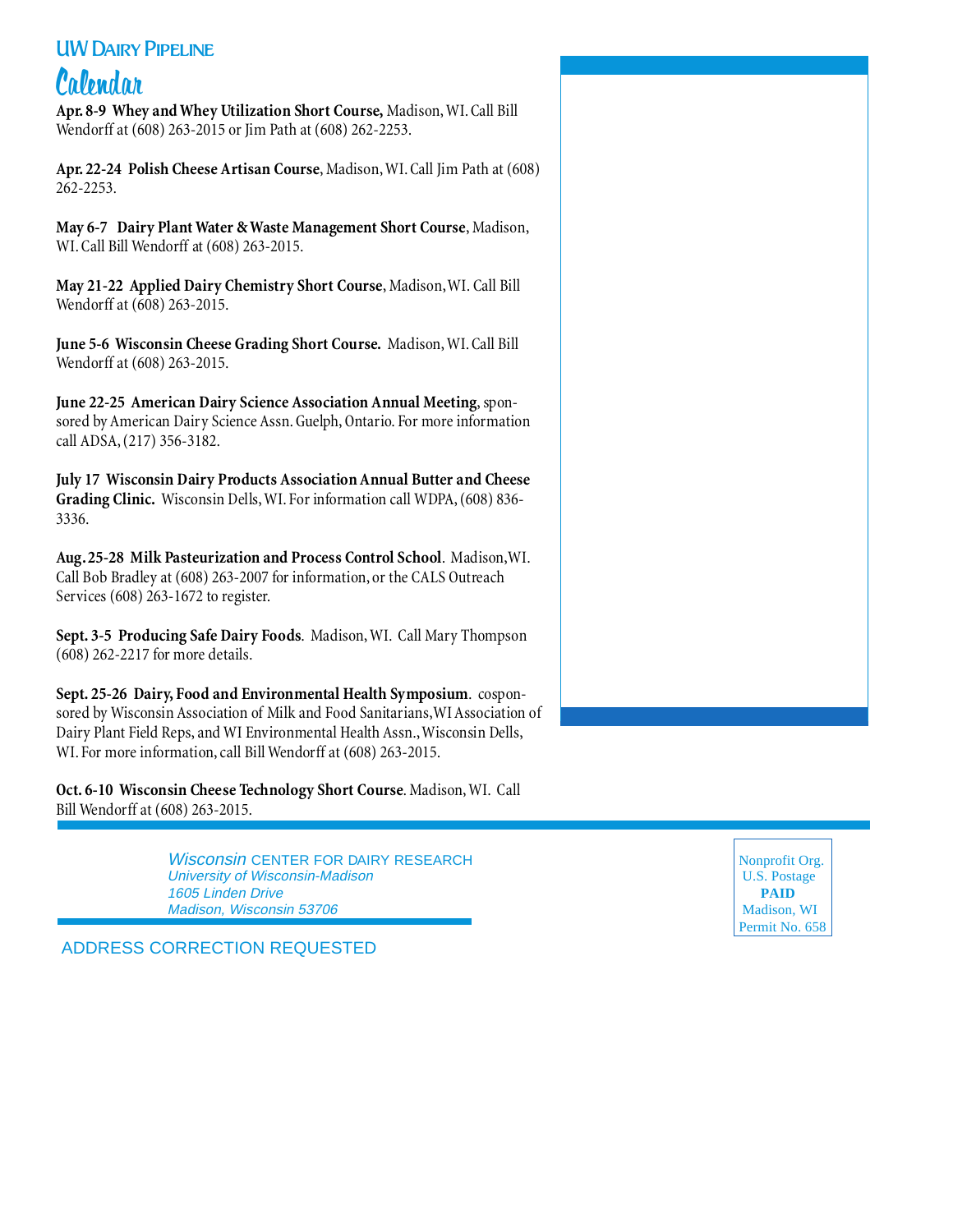# UW Dairy Pipeline

## Calendar

**Apr. 8-9 Whey and Whey Utilization Short Course,** Madison, WI. Call Bill Wendorff at (608) 263-2015 or Jim Path at (608) 262-2253.

**Apr. 22-24 Polish Cheese Artisan Course**, Madison, WI. Call Jim Path at (608) 262-2253.

**May 6-7 Dairy Plant Water & Waste Management Short Course**, Madison, WI. Call Bill Wendorff at (608) 263-2015.

**May 21-22 Applied Dairy Chemistry Short Course**, Madison, WI. Call Bill Wendorff at (608) 263-2015.

**June 5-6 Wisconsin Cheese Grading Short Course.** Madison, WI. Call Bill Wendorff at (608) 263-2015.

**June 22-25 American Dairy Science Association Annual Meeting**, sponsored by American Dairy Science Assn. Guelph, Ontario. For more information call ADSA, (217) 356-3182.

**July 17 Wisconsin Dairy Products Association Annual Butter and Cheese Grading Clinic.** Wisconsin Dells, WI. For information call WDPA, (608) 836-3336.

**Aug. 25-28 Milk Pasteurization and Process Control School**. Madison, WI. Call Bob Bradley at (608) 263-2007 for information, or the CALS Outreach Services (608) 263-1672 to register.

**Sept. 3-5 Producing Safe Dairy Foods**. Madison, WI. Call Mary Thompson (608) 262-2217 for more details.

**Sept. 25-26 Dairy, Food and Environmental Health Symposium**. cosponsored by Wisconsin Association of Milk and Food Sanitarians, WI Association of Dairy Plant Field Reps, and WI Environmental Health Assn., Wisconsin Dells, WI. For more information, call Bill Wendorff at (608) 263-2015.

**Oct. 6-10 Wisconsin Cheese Technology Short Course**. Madison, WI. Call Bill Wendorff at (608) 263-2015.

*Wisconsin* CENTER FOR DAIRY RESEARCH
*University of Wisconsin-Madison*
*1605 Linden Drive*
*Madison, Wisconsin 53706*

ADDRESS CORRECTION REQUESTED

Nonprofit Org.
U.S. Postage
**PAID**
Madison, WI
Permit No. 658